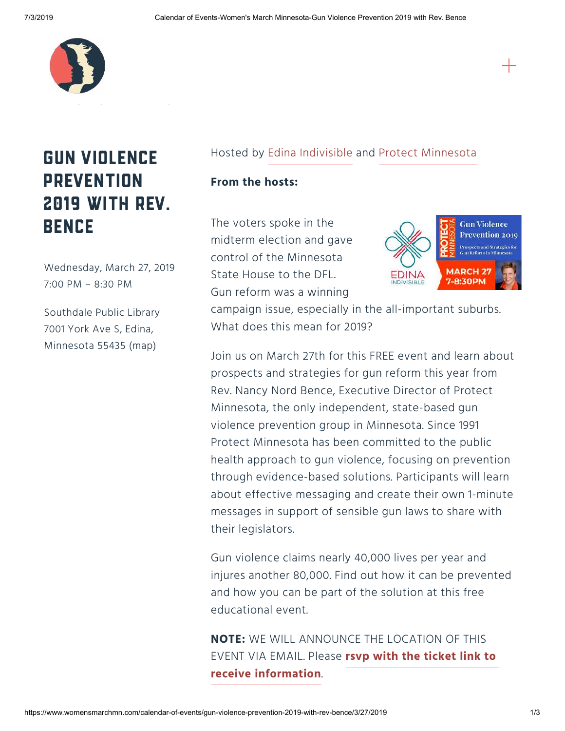# GUN VIOLENCE PREVENTION 2019 WITH REV. BENCE

Wednesday, March 27, 2019
7:00 PM – 8:30 PM

Southdale Public Library
7001 York Ave S, Edina,
Minnesota 55435 (map)

Hosted by Edina Indivisible and Protect Minnesota

**From the hosts:**

The voters spoke in the midterm election and gave control of the Minnesota State House to the DFL. Gun reform was a winning campaign issue, especially in the all-important suburbs. What does this mean for 2019?

Join us on March 27th for this FREE event and learn about prospects and strategies for gun reform this year from Rev. Nancy Nord Bence, Executive Director of Protect Minnesota, the only independent, state-based gun violence prevention group in Minnesota. Since 1991 Protect Minnesota has been committed to the public health approach to gun violence, focusing on prevention through evidence-based solutions. Participants will learn about effective messaging and create their own 1-minute messages in support of sensible gun laws to share with their legislators.

Gun violence claims nearly 40,000 lives per year and injures another 80,000. Find out how it can be prevented and how you can be part of the solution at this free educational event.

**NOTE:** WE WILL ANNOUNCE THE LOCATION OF THIS EVENT VIA EMAIL. Please **rsvp with the ticket link to receive information**.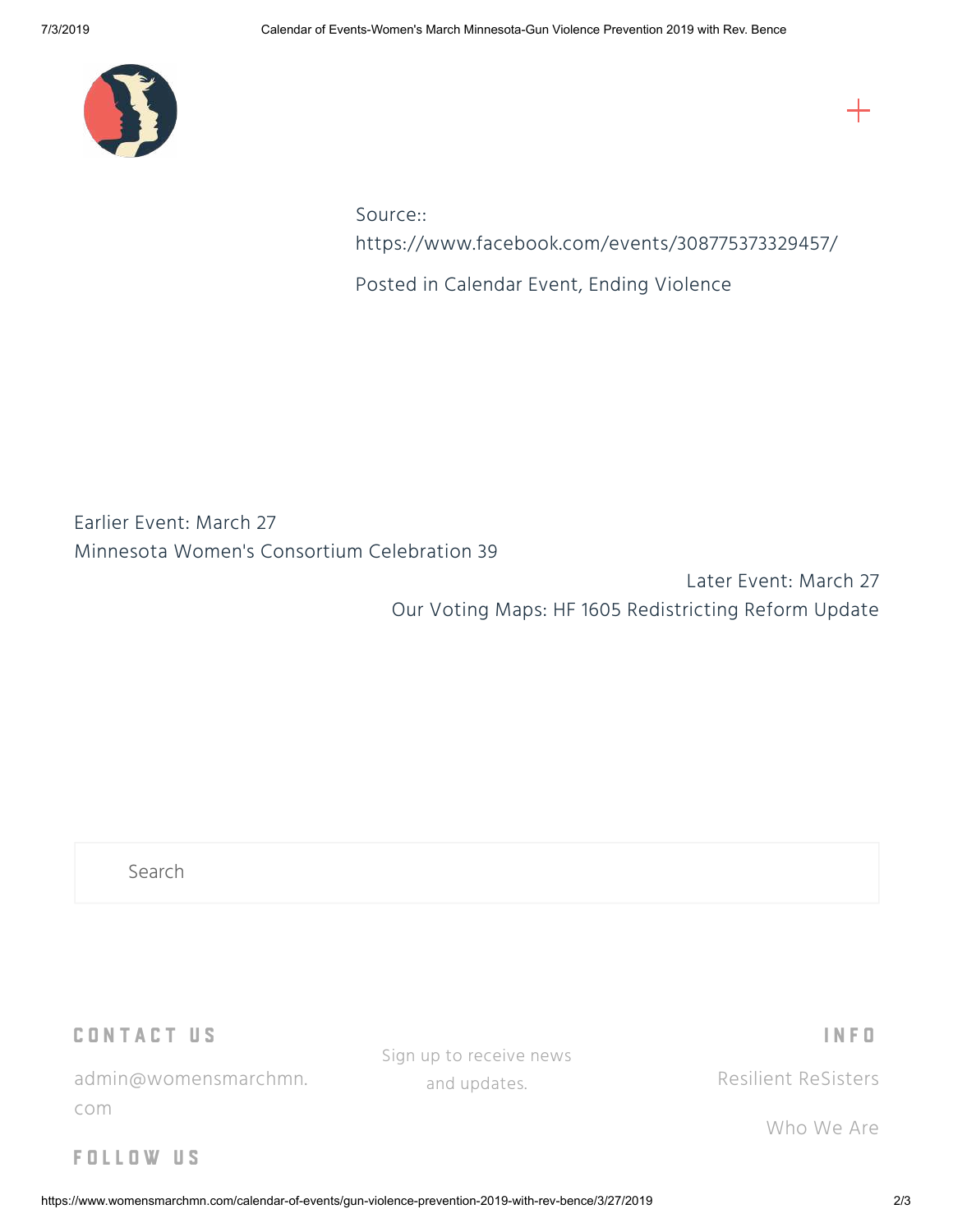Source:: https://www.facebook.com/events/308775373329457/

Posted in Calendar Event, Ending Violence

Earlier Event: March 27
Minnesota Women's Consortium Celebration 39

Later Event: March 27
Our Voting Maps: HF 1605 Redistricting Reform Update

Search

## CONTACT US

admin@womensmarchmn.com

Sign up to receive news and updates.

## INFO

Resilient ReSisters

Who We Are

## FOLLOW US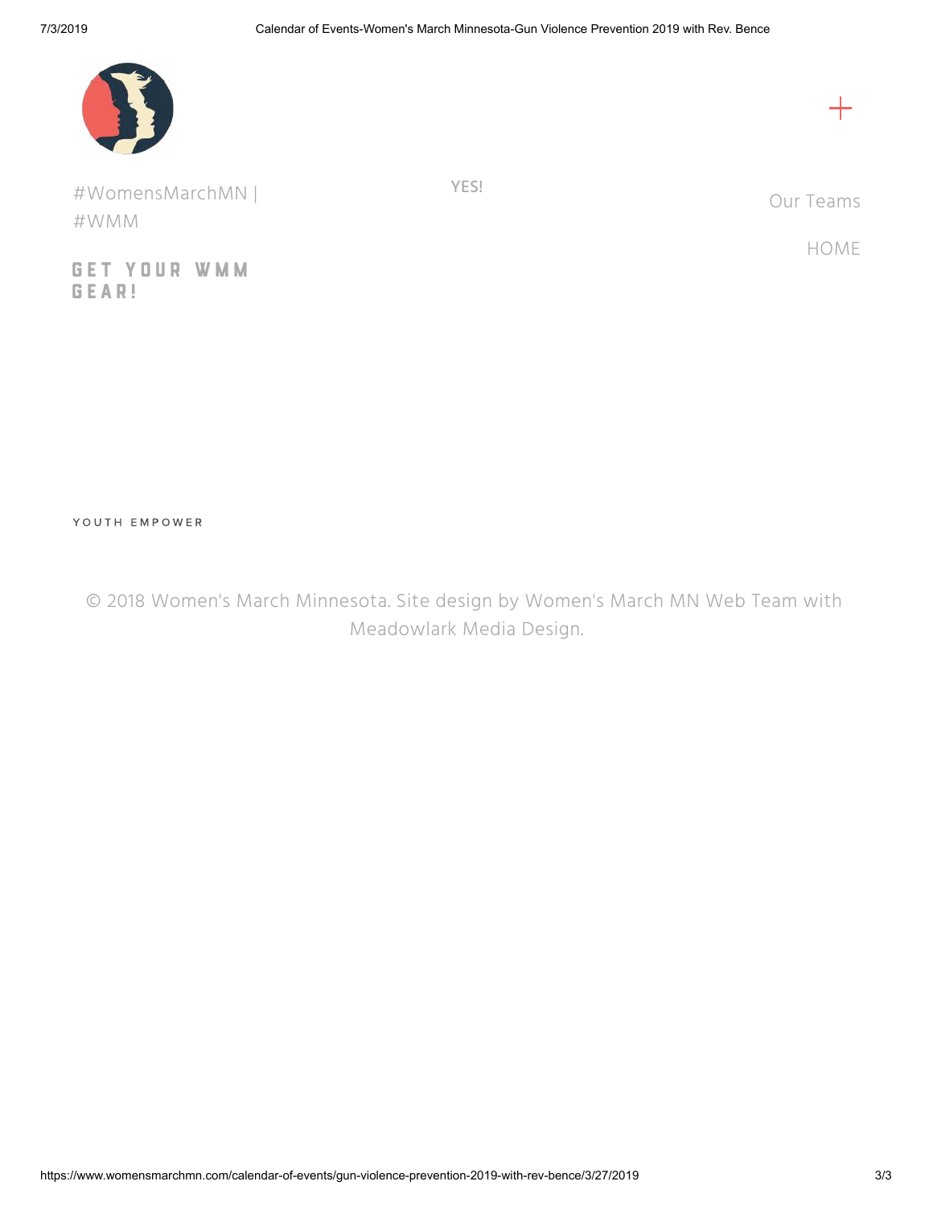#WomensMarchMN | #WMM

YES!

Our Teams

HOME

GET YOUR WMM GEAR!

YOUTH EMPOWER

© 2018 Women's March Minnesota. Site design by Women's March MN Web Team with Meadowlark Media Design.